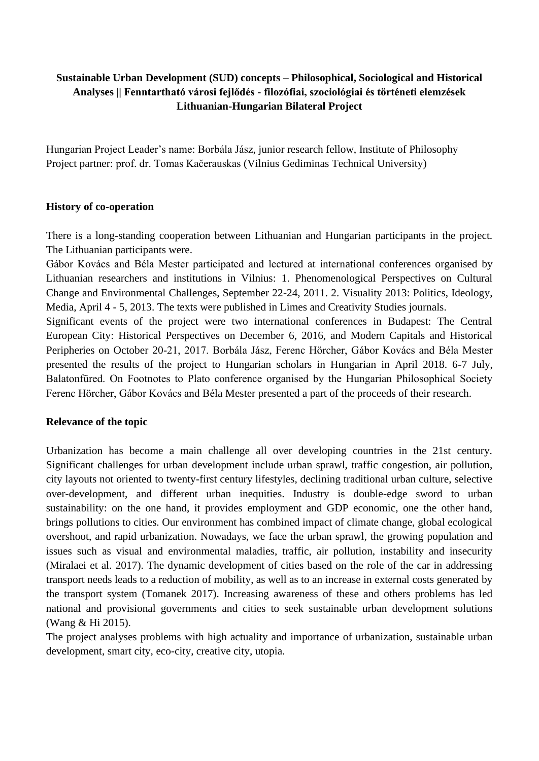**Sustainable Urban Development (SUD) concepts – Philosophical, Sociological and Historical Analyses || Fenntartható városi fejlődés - filozófiai, szociológiai és történeti elemzések Lithuanian-Hungarian Bilateral Project**

Hungarian Project Leader's name: Borbála Jász, junior research fellow, Institute of Philosophy
Project partner: prof. dr. Tomas Kačerauskas (Vilnius Gediminas Technical University)

## History of co-operation

There is a long-standing cooperation between Lithuanian and Hungarian participants in the project. The Lithuanian participants were.
Gábor Kovács and Béla Mester participated and lectured at international conferences organised by Lithuanian researchers and institutions in Vilnius: 1. Phenomenological Perspectives on Cultural Change and Environmental Challenges, September 22-24, 2011. 2. Visuality 2013: Politics, Ideology, Media, April 4 - 5, 2013. The texts were published in Limes and Creativity Studies journals.
Significant events of the project were two international conferences in Budapest: The Central European City: Historical Perspectives on December 6, 2016, and Modern Capitals and Historical Peripheries on October 20-21, 2017. Borbála Jász, Ferenc Hörcher, Gábor Kovács and Béla Mester presented the results of the project to Hungarian scholars in Hungarian in April 2018. 6-7 July, Balatonfüred. On Footnotes to Plato conference organised by the Hungarian Philosophical Society Ferenc Hörcher, Gábor Kovács and Béla Mester presented a part of the proceeds of their research.

## Relevance of the topic

Urbanization has become a main challenge all over developing countries in the 21st century. Significant challenges for urban development include urban sprawl, traffic congestion, air pollution, city layouts not oriented to twenty-first century lifestyles, declining traditional urban culture, selective over-development, and different urban inequities. Industry is double-edge sword to urban sustainability: on the one hand, it provides employment and GDP economic, one the other hand, brings pollutions to cities. Our environment has combined impact of climate change, global ecological overshoot, and rapid urbanization. Nowadays, we face the urban sprawl, the growing population and issues such as visual and environmental maladies, traffic, air pollution, instability and insecurity (Miralaei et al. 2017). The dynamic development of cities based on the role of the car in addressing transport needs leads to a reduction of mobility, as well as to an increase in external costs generated by the transport system (Tomanek 2017). Increasing awareness of these and others problems has led national and provisional governments and cities to seek sustainable urban development solutions (Wang & Hi 2015).
The project analyses problems with high actuality and importance of urbanization, sustainable urban development, smart city, eco-city, creative city, utopia.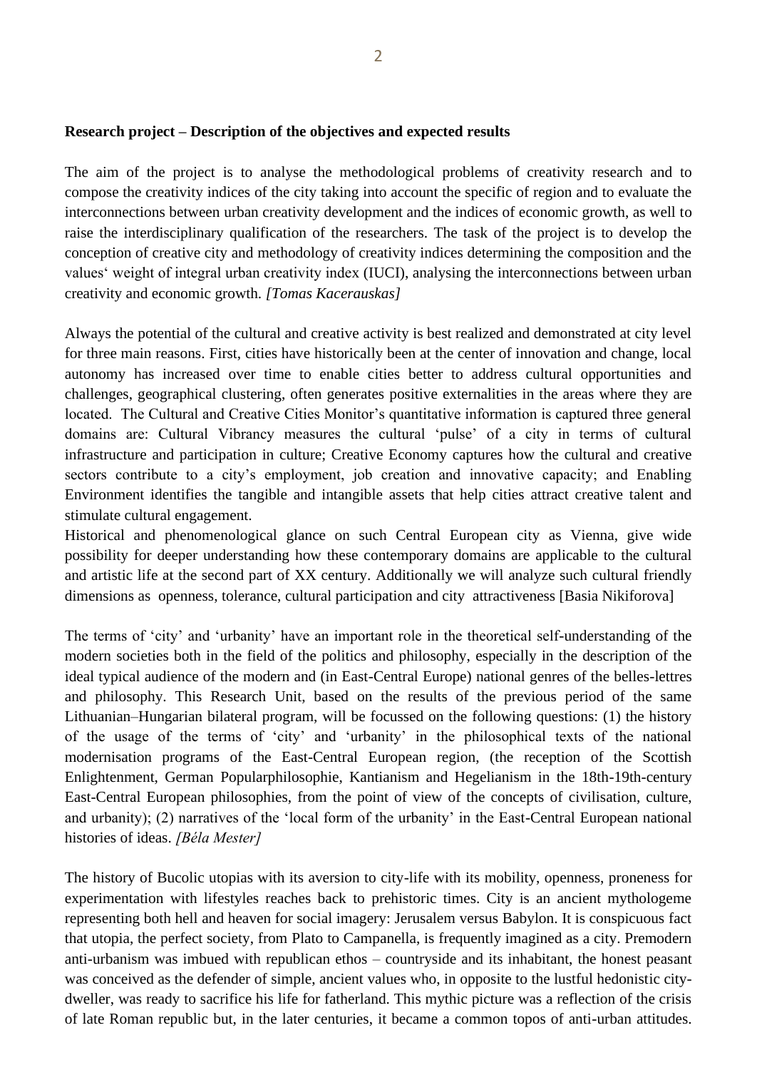**Research project – Description of the objectives and expected results**

The aim of the project is to analyse the methodological problems of creativity research and to compose the creativity indices of the city taking into account the specific of region and to evaluate the interconnections between urban creativity development and the indices of economic growth, as well to raise the interdisciplinary qualification of the researchers. The task of the project is to develop the conception of creative city and methodology of creativity indices determining the composition and the values' weight of integral urban creativity index (IUCI), analysing the interconnections between urban creativity and economic growth. *[Tomas Kacerauskas]*

Always the potential of the cultural and creative activity is best realized and demonstrated at city level for three main reasons. First, cities have historically been at the center of innovation and change, local autonomy has increased over time to enable cities better to address cultural opportunities and challenges, geographical clustering, often generates positive externalities in the areas where they are located. The Cultural and Creative Cities Monitor's quantitative information is captured three general domains are: Cultural Vibrancy measures the cultural 'pulse' of a city in terms of cultural infrastructure and participation in culture; Creative Economy captures how the cultural and creative sectors contribute to a city's employment, job creation and innovative capacity; and Enabling Environment identifies the tangible and intangible assets that help cities attract creative talent and stimulate cultural engagement.
Historical and phenomenological glance on such Central European city as Vienna, give wide possibility for deeper understanding how these contemporary domains are applicable to the cultural and artistic life at the second part of XX century. Additionally we will analyze such cultural friendly dimensions as openness, tolerance, cultural participation and city attractiveness [Basia Nikiforova]

The terms of 'city' and 'urbanity' have an important role in the theoretical self-understanding of the modern societies both in the field of the politics and philosophy, especially in the description of the ideal typical audience of the modern and (in East-Central Europe) national genres of the belles-lettres and philosophy. This Research Unit, based on the results of the previous period of the same Lithuanian–Hungarian bilateral program, will be focussed on the following questions: (1) the history of the usage of the terms of 'city' and 'urbanity' in the philosophical texts of the national modernisation programs of the East-Central European region, (the reception of the Scottish Enlightenment, German Popularphilosophie, Kantianism and Hegelianism in the 18th-19th-century East-Central European philosophies, from the point of view of the concepts of civilisation, culture, and urbanity); (2) narratives of the 'local form of the urbanity' in the East-Central European national histories of ideas. *[Béla Mester]*

The history of Bucolic utopias with its aversion to city-life with its mobility, openness, proneness for experimentation with lifestyles reaches back to prehistoric times. City is an ancient mythologeme representing both hell and heaven for social imagery: Jerusalem versus Babylon. It is conspicuous fact that utopia, the perfect society, from Plato to Campanella, is frequently imagined as a city. Premodern anti-urbanism was imbued with republican ethos – countryside and its inhabitant, the honest peasant was conceived as the defender of simple, ancient values who, in opposite to the lustful hedonistic city-dweller, was ready to sacrifice his life for fatherland. This mythic picture was a reflection of the crisis of late Roman republic but, in the later centuries, it became a common topos of anti-urban attitudes.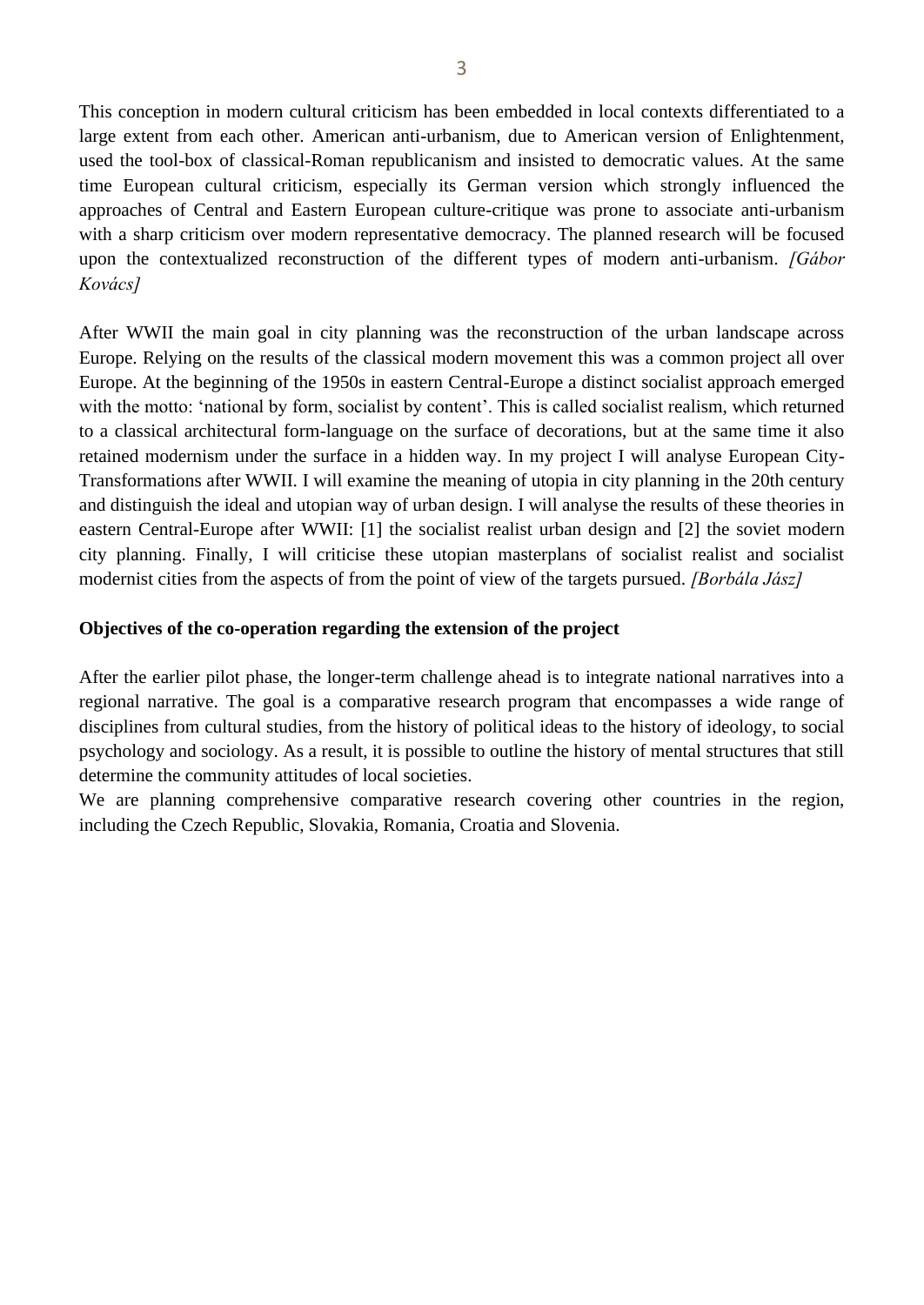This conception in modern cultural criticism has been embedded in local contexts differentiated to a large extent from each other. American anti-urbanism, due to American version of Enlightenment, used the tool-box of classical-Roman republicanism and insisted to democratic values. At the same time European cultural criticism, especially its German version which strongly influenced the approaches of Central and Eastern European culture-critique was prone to associate anti-urbanism with a sharp criticism over modern representative democracy. The planned research will be focused upon the contextualized reconstruction of the different types of modern anti-urbanism. *[Gábor Kovács]*

After WWII the main goal in city planning was the reconstruction of the urban landscape across Europe. Relying on the results of the classical modern movement this was a common project all over Europe. At the beginning of the 1950s in eastern Central-Europe a distinct socialist approach emerged with the motto: 'national by form, socialist by content'. This is called socialist realism, which returned to a classical architectural form-language on the surface of decorations, but at the same time it also retained modernism under the surface in a hidden way. In my project I will analyse European City-Transformations after WWII. I will examine the meaning of utopia in city planning in the 20th century and distinguish the ideal and utopian way of urban design. I will analyse the results of these theories in eastern Central-Europe after WWII: [1] the socialist realist urban design and [2] the soviet modern city planning. Finally, I will criticise these utopian masterplans of socialist realist and socialist modernist cities from the aspects of from the point of view of the targets pursued. *[Borbála Jász]*

**Objectives of the co-operation regarding the extension of the project**

After the earlier pilot phase, the longer-term challenge ahead is to integrate national narratives into a regional narrative. The goal is a comparative research program that encompasses a wide range of disciplines from cultural studies, from the history of political ideas to the history of ideology, to social psychology and sociology. As a result, it is possible to outline the history of mental structures that still determine the community attitudes of local societies.

We are planning comprehensive comparative research covering other countries in the region, including the Czech Republic, Slovakia, Romania, Croatia and Slovenia.